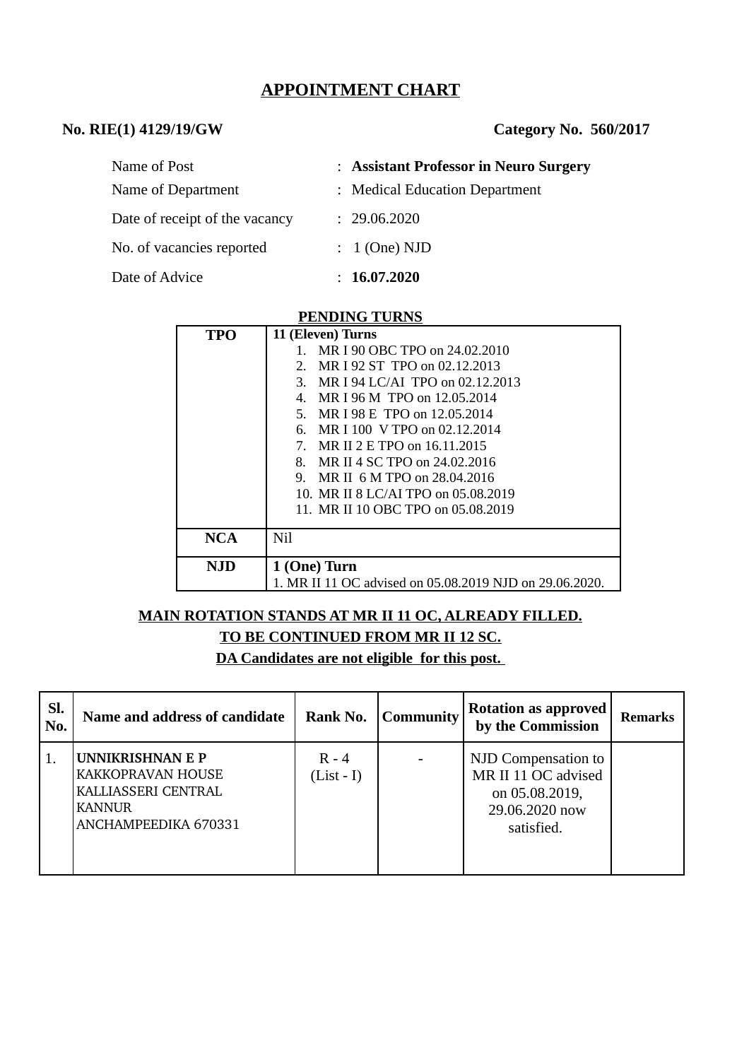# APPOINTMENT CHART

**No. RIE(1) 4129/19/GW** **Category No. 560/2017**

| | | |
|---|---|---|
| Name of Post | : | **Assistant Professor in Neuro Surgery** |
| Name of Department | : | Medical Education Department |
| Date of receipt of the vacancy | : | 29.06.2020 |
| No. of vacancies reported | : | 1 (One) NJD |
| Date of Advice | : | **16.07.2020** |

**PENDING TURNS**

| | |
|---|---|
| **TPO** | **11 (Eleven) Turns**<br>1. MR I 90 OBC TPO on 24.02.2010<br>2. MR I 92 ST TPO on 02.12.2013<br>3. MR I 94 LC/AI TPO on 02.12.2013<br>4. MR I 96 M TPO on 12.05.2014<br>5. MR I 98 E TPO on 12.05.2014<br>6. MR I 100 V TPO on 02.12.2014<br>7. MR II 2 E TPO on 16.11.2015<br>8. MR II 4 SC TPO on 24.02.2016<br>9. MR II 6 M TPO on 28.04.2016<br>10. MR II 8 LC/AI TPO on 05.08.2019<br>11. MR II 10 OBC TPO on 05.08.2019 |
| **NCA** | Nil |
| **NJD** | **1 (One) Turn**<br>1. MR II 11 OC advised on 05.08.2019 NJD on 29.06.2020. |

**MAIN ROTATION STANDS AT MR II 11 OC, ALREADY FILLED.**

**TO BE CONTINUED FROM MR II 12 SC.**

**DA Candidates are not eligible for this post.**

| Sl. No. | Name and address of candidate | Rank No. | Community | Rotation as approved by the Commission | Remarks |
|---|---|---|---|---|---|
| 1. | **UNNIKRISHNAN E P**<br>KAKKOPRAVAN HOUSE<br>KALLIASSERI CENTRAL<br>KANNUR<br>ANCHAMPEEDIKA 670331 | R - 4<br>(List - I) | - | NJD Compensation to MR II 11 OC advised on 05.08.2019, 29.06.2020 now satisfied. | |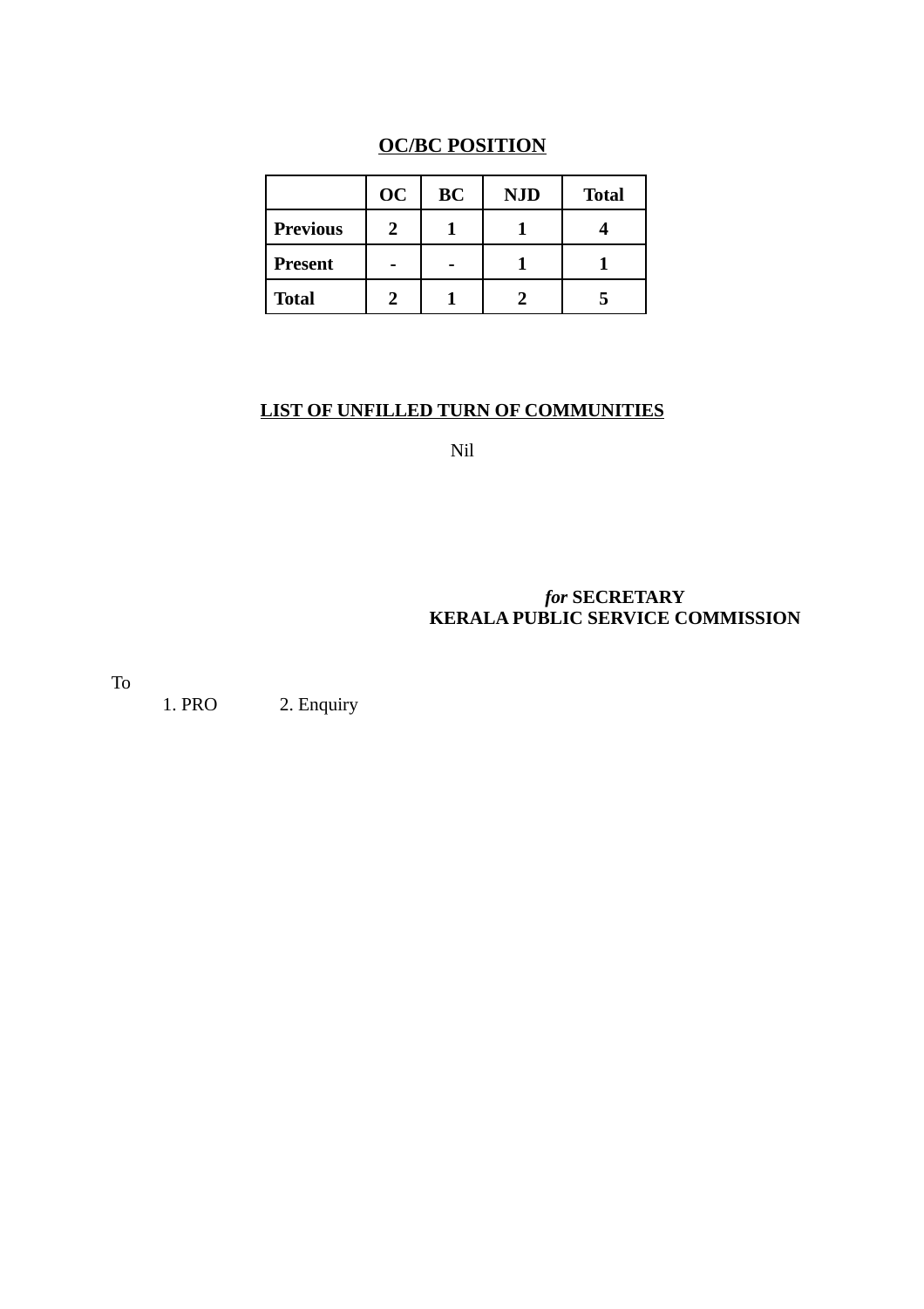## OC/BC POSITION

| | OC | BC | NJD | Total |
|---|---|---|---|---|
| **Previous** | **2** | **1** | **1** | **4** |
| **Present** | **-** | **-** | **1** | **1** |
| **Total** | **2** | **1** | **2** | **5** |

## LIST OF UNFILLED TURN OF COMMUNITIES

Nil

***for*** **SECRETARY**
**KERALA PUBLIC SERVICE COMMISSION**

To

1. PRO
2. Enquiry